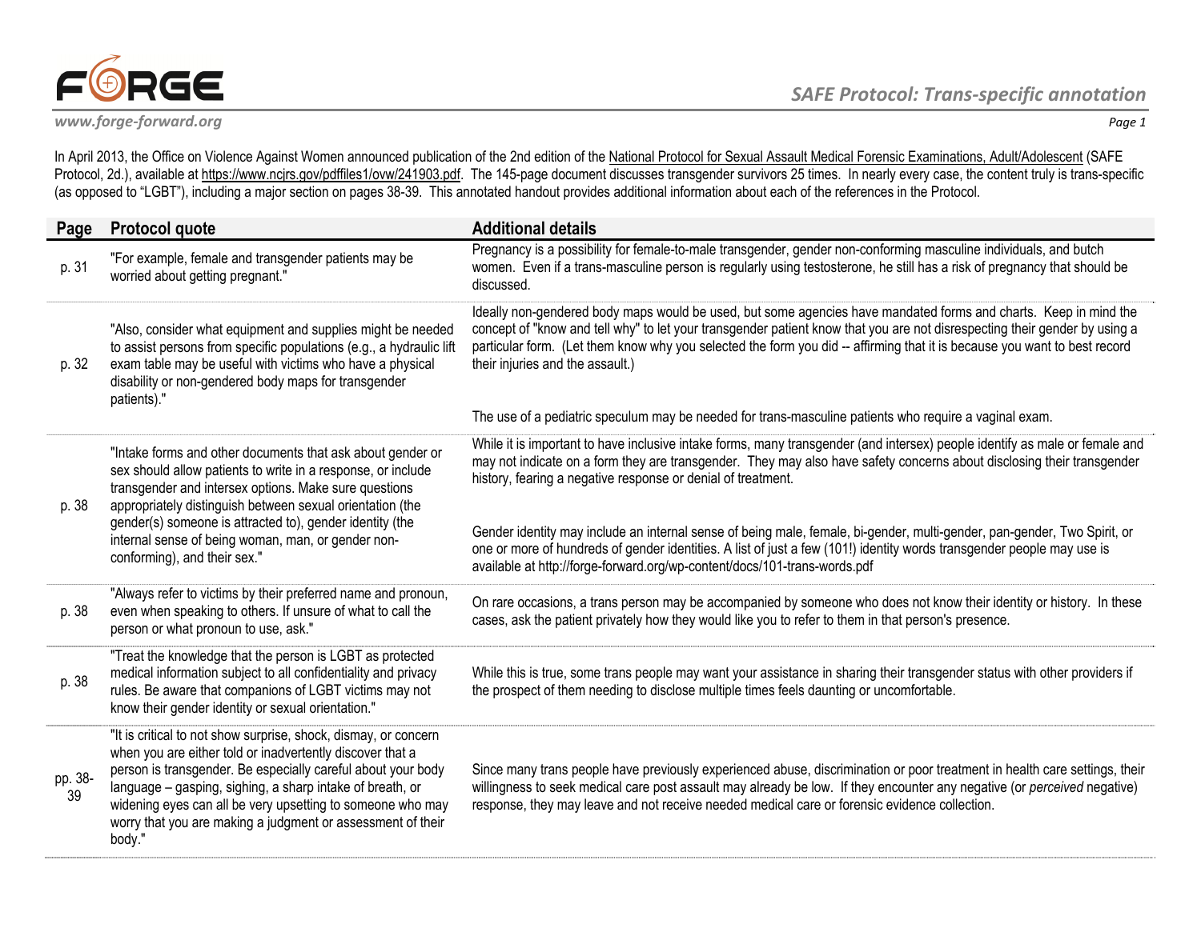In April 2013, the Office on Violence Against Women announced publication of the 2nd edition of the National Protocol for Sexual Assault Medical Forensic Examinations, Adult/Adolescent (SAFE Protocol, 2d.), available at https://www.ncjrs.gov/pdffiles1/ovw/241903.pdf. The 145-page document discusses transgender survivors 25 times. In nearly every case, the content truly is trans-specific (as opposed to "LGBT"), including a major section on pages 38-39. This annotated handout provides additional information about each of the references in the Protocol.

| Page | Protocol quote | Additional details |
|---|---|---|
| p. 31 | "For example, female and transgender patients may be worried about getting pregnant." | Pregnancy is a possibility for female-to-male transgender, gender non-conforming masculine individuals, and butch women. Even if a trans-masculine person is regularly using testosterone, he still has a risk of pregnancy that should be discussed. |
| p. 32 | "Also, consider what equipment and supplies might be needed to assist persons from specific populations (e.g., a hydraulic lift exam table may be useful with victims who have a physical disability or non-gendered body maps for transgender patients)." | Ideally non-gendered body maps would be used, but some agencies have mandated forms and charts. Keep in mind the concept of "know and tell why" to let your transgender patient know that you are not disrespecting their gender by using a particular form. (Let them know why you selected the form you did -- affirming that it is because you want to best record their injuries and the assault.)<br><br>The use of a pediatric speculum may be needed for trans-masculine patients who require a vaginal exam. |
| p. 38 | "Intake forms and other documents that ask about gender or sex should allow patients to write in a response, or include transgender and intersex options. Make sure questions appropriately distinguish between sexual orientation (the gender(s) someone is attracted to), gender identity (the internal sense of being woman, man, or gender non-conforming), and their sex." | While it is important to have inclusive intake forms, many transgender (and intersex) people identify as male or female and may not indicate on a form they are transgender. They may also have safety concerns about disclosing their transgender history, fearing a negative response or denial of treatment.<br><br>Gender identity may include an internal sense of being male, female, bi-gender, multi-gender, pan-gender, Two Spirit, or one or more of hundreds of gender identities. A list of just a few (101!) identity words transgender people may use is available at http://forge-forward.org/wp-content/docs/101-trans-words.pdf |
| p. 38 | "Always refer to victims by their preferred name and pronoun, even when speaking to others. If unsure of what to call the person or what pronoun to use, ask." | On rare occasions, a trans person may be accompanied by someone who does not know their identity or history. In these cases, ask the patient privately how they would like you to refer to them in that person's presence. |
| p. 38 | "Treat the knowledge that the person is LGBT as protected medical information subject to all confidentiality and privacy rules. Be aware that companions of LGBT victims may not know their gender identity or sexual orientation." | While this is true, some trans people may want your assistance in sharing their transgender status with other providers if the prospect of them needing to disclose multiple times feels daunting or uncomfortable. |
| pp. 38-39 | "It is critical to not show surprise, shock, dismay, or concern when you are either told or inadvertently discover that a person is transgender. Be especially careful about your body language – gasping, sighing, a sharp intake of breath, or widening eyes can all be very upsetting to someone who may worry that you are making a judgment or assessment of their body." | Since many trans people have previously experienced abuse, discrimination or poor treatment in health care settings, their willingness to seek medical care post assault may already be low. If they encounter any negative (or *perceived* negative) response, they may leave and not receive needed medical care or forensic evidence collection. |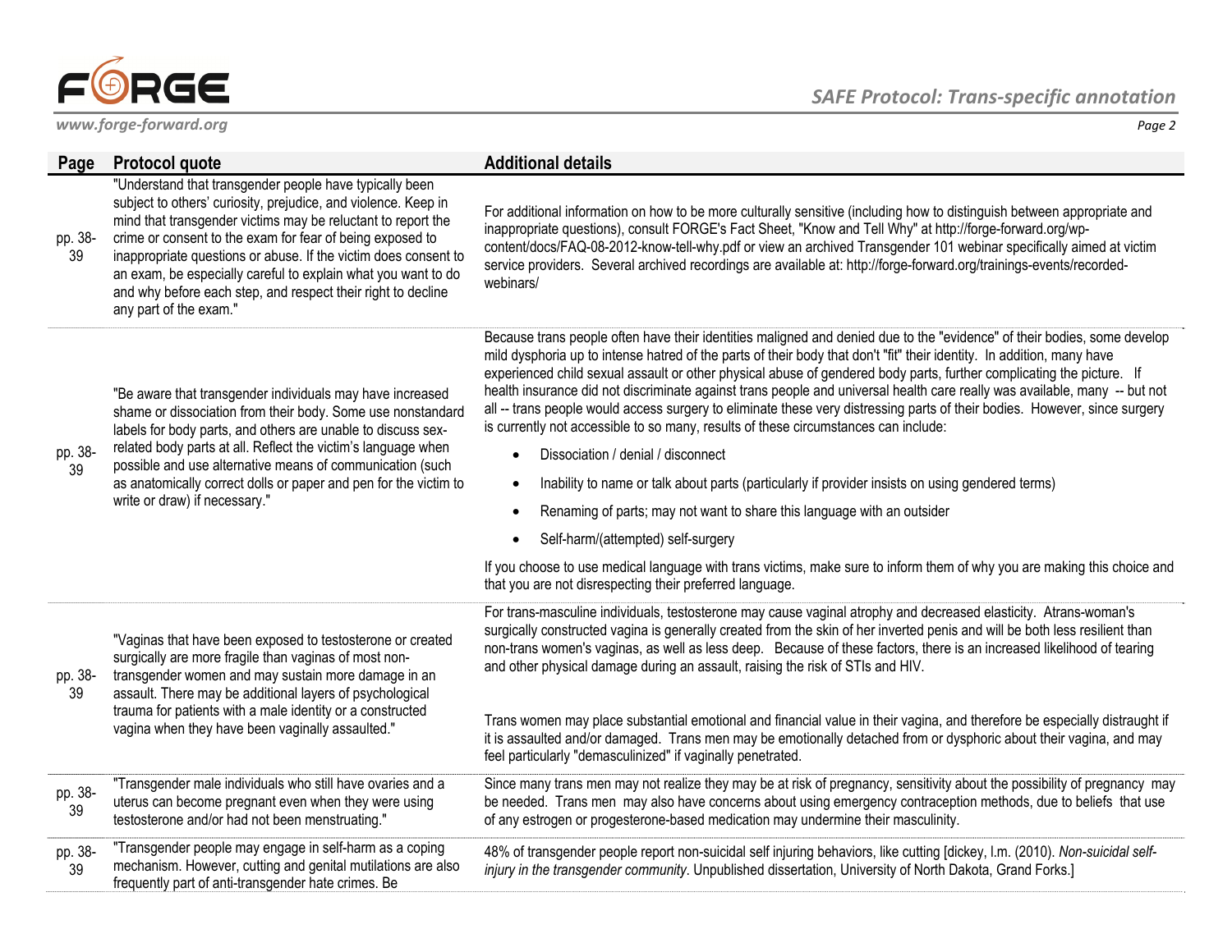| Page | Protocol quote | Additional details |
|---|---|---|
| pp. 38-39 | "Understand that transgender people have typically been subject to others' curiosity, prejudice, and violence. Keep in mind that transgender victims may be reluctant to report the crime or consent to the exam for fear of being exposed to inappropriate questions or abuse. If the victim does consent to an exam, be especially careful to explain what you want to do and why before each step, and respect their right to decline any part of the exam." | For additional information on how to be more culturally sensitive (including how to distinguish between appropriate and inappropriate questions), consult FORGE's Fact Sheet, "Know and Tell Why" at http://forge-forward.org/wp-content/docs/FAQ-08-2012-know-tell-why.pdf or view an archived Transgender 101 webinar specifically aimed at victim service providers. Several archived recordings are available at: http://forge-forward.org/trainings-events/recorded-webinars/ |
| pp. 38-39 | "Be aware that transgender individuals may have increased shame or dissociation from their body. Some use nonstandard labels for body parts, and others are unable to discuss sex-related body parts at all. Reflect the victim's language when possible and use alternative means of communication (such as anatomically correct dolls or paper and pen for the victim to write or draw) if necessary." | Because trans people often have their identities maligned and denied due to the "evidence" of their bodies, some develop mild dysphoria up to intense hatred of the parts of their body that don't "fit" their identity. In addition, many have experienced child sexual assault or other physical abuse of gendered body parts, further complicating the picture. If health insurance did not discriminate against trans people and universal health care really was available, many -- but not all -- trans people would access surgery to eliminate these very distressing parts of their bodies. However, since surgery is currently not accessible to so many, results of these circumstances can include:<br>• Dissociation / denial / disconnect<br>• Inability to name or talk about parts (particularly if provider insists on using gendered terms)<br>• Renaming of parts; may not want to share this language with an outsider<br>• Self-harm/(attempted) self-surgery<br><br>If you choose to use medical language with trans victims, make sure to inform them of why you are making this choice and that you are not disrespecting their preferred language. |
| pp. 38-39 | "Vaginas that have been exposed to testosterone or created surgically are more fragile than vaginas of most non-transgender women and may sustain more damage in an assault. There may be additional layers of psychological trauma for patients with a male identity or a constructed vagina when they have been vaginally assaulted." | For trans-masculine individuals, testosterone may cause vaginal atrophy and decreased elasticity. Atrans-woman's surgically constructed vagina is generally created from the skin of her inverted penis and will be both less resilient than non-trans women's vaginas, as well as less deep. Because of these factors, there is an increased likelihood of tearing and other physical damage during an assault, raising the risk of STIs and HIV.<br><br>Trans women may place substantial emotional and financial value in their vagina, and therefore be especially distraught if it is assaulted and/or damaged. Trans men may be emotionally detached from or dysphoric about their vagina, and may feel particularly "demasculinized" if vaginally penetrated. |
| pp. 38-39 | "Transgender male individuals who still have ovaries and a uterus can become pregnant even when they were using testosterone and/or had not been menstruating." | Since many trans men may not realize they may be at risk of pregnancy, sensitivity about the possibility of pregnancy may be needed. Trans men may also have concerns about using emergency contraception methods, due to beliefs that use of any estrogen or progesterone-based medication may undermine their masculinity. |
| pp. 38-39 | "Transgender people may engage in self-harm as a coping mechanism. However, cutting and genital mutilations are also frequently part of anti-transgender hate crimes. Be | 48% of transgender people report non-suicidal self injuring behaviors, like cutting [dickey, l.m. (2010). *Non-suicidal self-injury in the transgender community*. Unpublished dissertation, University of North Dakota, Grand Forks.] |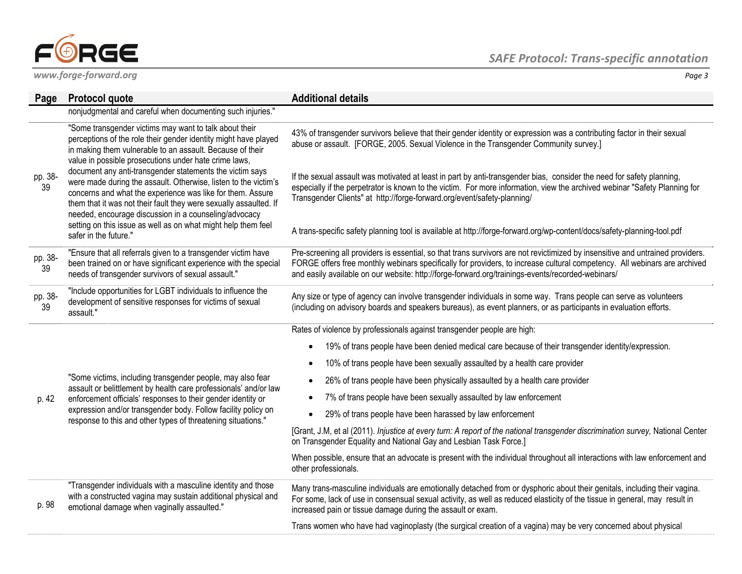| Page | Protocol quote | Additional details |
|---|---|---|
| | nonjudgmental and careful when documenting such injuries." | |
| pp. 38-39 | "Some transgender victims may want to talk about their perceptions of the role their gender identity might have played in making them vulnerable to an assault. Because of their value in possible prosecutions under hate crime laws, document any anti-transgender statements the victim says were made during the assault. Otherwise, listen to the victim's concerns and what the experience was like for them. Assure them that it was not their fault they were sexually assaulted. If needed, encourage discussion in a counseling/advocacy setting on this issue as well as on what might help them feel safer in the future." | 43% of transgender survivors believe that their gender identity or expression was a contributing factor in their sexual abuse or assault. [FORGE, 2005. Sexual Violence in the Transgender Community survey.]<br><br>If the sexual assault was motivated at least in part by anti-transgender bias, consider the need for safety planning, especially if the perpetrator is known to the victim. For more information, view the archived webinar "Safety Planning for Transgender Clients" at http://forge-forward.org/event/safety-planning/<br><br>A trans-specific safety planning tool is available at http://forge-forward.org/wp-content/docs/safety-planning-tool.pdf |
| pp. 38-39 | "Ensure that all referrals given to a transgender victim have been trained on or have significant experience with the special needs of transgender survivors of sexual assault." | Pre-screening all providers is essential, so that trans survivors are not revictimized by insensitive and untrained providers. FORGE offers free monthly webinars specifically for providers, to increase cultural competency. All webinars are archived and easily available on our website: http://forge-forward.org/trainings-events/recorded-webinars/ |
| pp. 38-39 | "Include opportunities for LGBT individuals to influence the development of sensitive responses for victims of sexual assault." | Any size or type of agency can involve transgender individuals in some way. Trans people can serve as volunteers (including on advisory boards and speakers bureaus), as event planners, or as participants in evaluation efforts. |
| p. 42 | "Some victims, including transgender people, may also fear assault or belittlement by health care professionals' and/or law enforcement officials' responses to their gender identity or expression and/or transgender body. Follow facility policy on response to this and other types of threatening situations." | Rates of violence by professionals against transgender people are high:<br>• 19% of trans people have been denied medical care because of their transgender identity/expression.<br>• 10% of trans people have been sexually assaulted by a health care provider<br>• 26% of trans people have been physically assaulted by a health care provider<br>• 7% of trans people have been sexually assaulted by law enforcement<br>• 29% of trans people have been harassed by law enforcement<br><br>[Grant, J.M, et al (2011). *Injustice at every turn: A report of the national transgender discrimination survey,* National Center on Transgender Equality and National Gay and Lesbian Task Force.]<br><br>When possible, ensure that an advocate is present with the individual throughout all interactions with law enforcement and other professionals. |
| p. 98 | "Transgender individuals with a masculine identity and those with a constructed vagina may sustain additional physical and emotional damage when vaginally assaulted." | Many trans-masculine individuals are emotionally detached from or dysphoric about their genitals, including their vagina. For some, lack of use in consensual sexual activity, as well as reduced elasticity of the tissue in general, may result in increased pain or tissue damage during the assault or exam.<br><br>Trans women who have had vaginoplasty (the surgical creation of a vagina) may be very concerned about physical |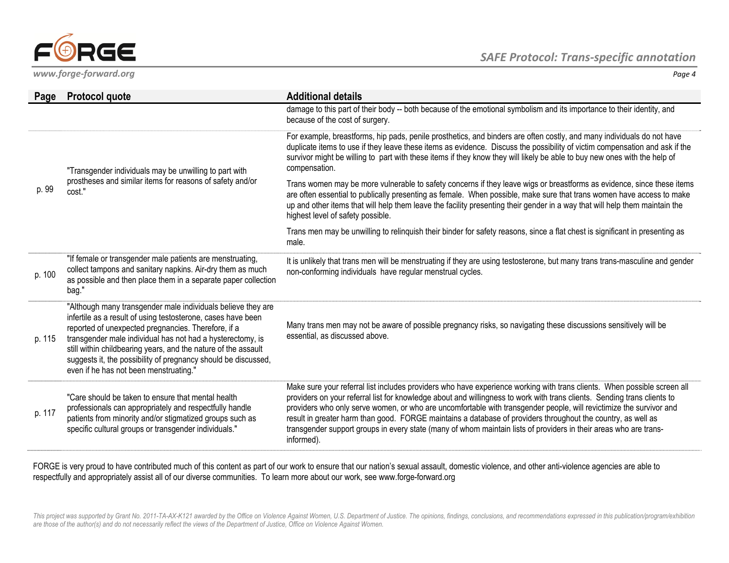| Page | Protocol quote | Additional details |
|---|---|---|
| | | damage to this part of their body -- both because of the emotional symbolism and its importance to their identity, and because of the cost of surgery. |
| p. 99 | "Transgender individuals may be unwilling to part with prostheses and similar items for reasons of safety and/or cost." | For example, breastforms, hip pads, penile prosthetics, and binders are often costly, and many individuals do not have duplicate items to use if they leave these items as evidence. Discuss the possibility of victim compensation and ask if the survivor might be willing to part with these items if they know they will likely be able to buy new ones with the help of compensation.<br><br>Trans women may be more vulnerable to safety concerns if they leave wigs or breastforms as evidence, since these items are often essential to publically presenting as female. When possible, make sure that trans women have access to make up and other items that will help them leave the facility presenting their gender in a way that will help them maintain the highest level of safety possible.<br><br>Trans men may be unwilling to relinquish their binder for safety reasons, since a flat chest is significant in presenting as male. |
| p. 100 | "If female or transgender male patients are menstruating, collect tampons and sanitary napkins. Air-dry them as much as possible and then place them in a separate paper collection bag." | It is unlikely that trans men will be menstruating if they are using testosterone, but many trans trans-masculine and gender non-conforming individuals have regular menstrual cycles. |
| p. 115 | "Although many transgender male individuals believe they are infertile as a result of using testosterone, cases have been reported of unexpected pregnancies. Therefore, if a transgender male individual has not had a hysterectomy, is still within childbearing years, and the nature of the assault suggests it, the possibility of pregnancy should be discussed, even if he has not been menstruating." | Many trans men may not be aware of possible pregnancy risks, so navigating these discussions sensitively will be essential, as discussed above. |
| p. 117 | "Care should be taken to ensure that mental health professionals can appropriately and respectfully handle patients from minority and/or stigmatized groups such as specific cultural groups or transgender individuals." | Make sure your referral list includes providers who have experience working with trans clients. When possible screen all providers on your referral list for knowledge about and willingness to work with trans clients. Sending trans clients to providers who only serve women, or who are uncomfortable with transgender people, will revictimize the survivor and result in greater harm than good. FORGE maintains a database of providers throughout the country, as well as transgender support groups in every state (many of whom maintain lists of providers in their areas who are trans-informed). |

FORGE is very proud to have contributed much of this content as part of our work to ensure that our nation's sexual assault, domestic violence, and other anti-violence agencies are able to respectfully and appropriately assist all of our diverse communities. To learn more about our work, see www.forge-forward.org

*This project was supported by Grant No. 2011-TA-AX-K121 awarded by the Office on Violence Against Women, U.S. Department of Justice. The opinions, findings, conclusions, and recommendations expressed in this publication/program/exhibition are those of the author(s) and do not necessarily reflect the views of the Department of Justice, Office on Violence Against Women.*